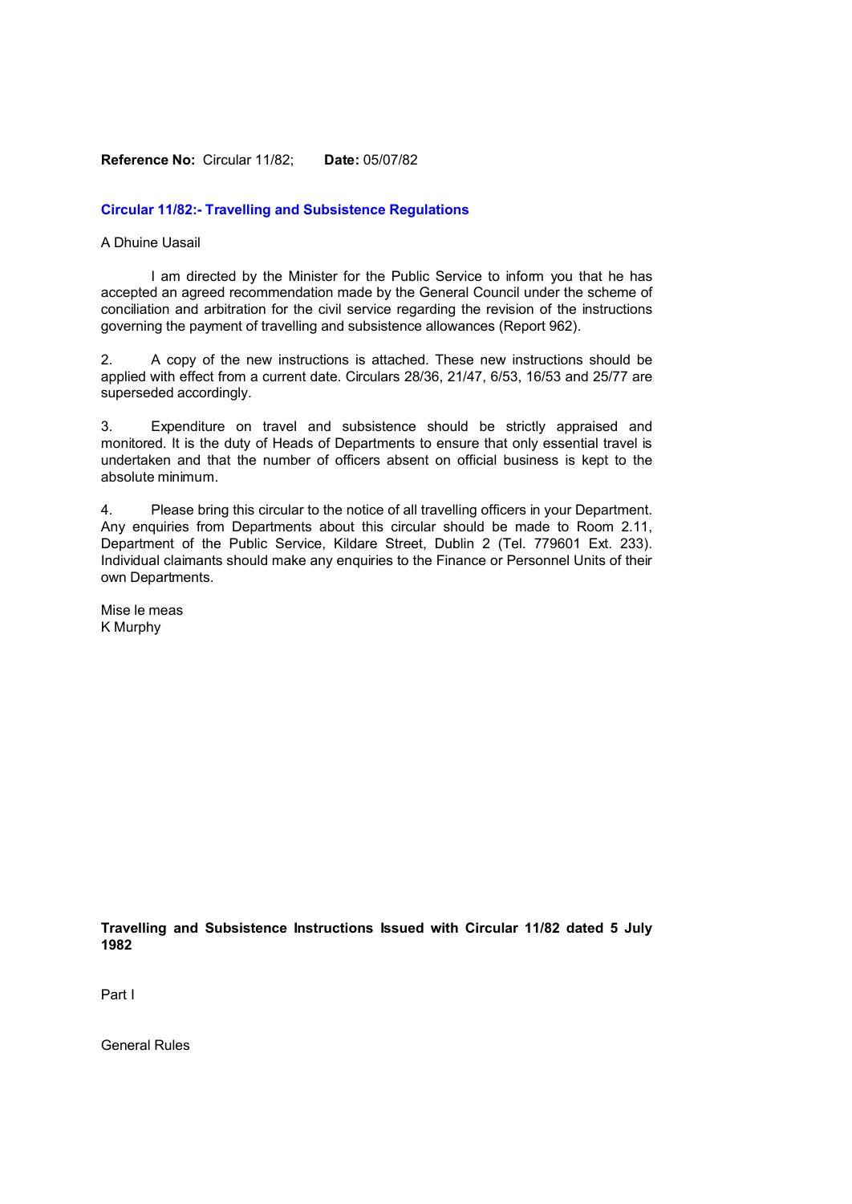**Reference No:** Circular 11/82; **Date:** 05/07/82

## Circular 11/82:- Travelling and Subsistence Regulations

A Dhuine Uasail

I am directed by the Minister for the Public Service to inform you that he has accepted an agreed recommendation made by the General Council under the scheme of conciliation and arbitration for the civil service regarding the revision of the instructions governing the payment of travelling and subsistence allowances (Report 962).

2. A copy of the new instructions is attached. These new instructions should be applied with effect from a current date. Circulars 28/36, 21/47, 6/53, 16/53 and 25/77 are superseded accordingly.

3. Expenditure on travel and subsistence should be strictly appraised and monitored. It is the duty of Heads of Departments to ensure that only essential travel is undertaken and that the number of officers absent on official business is kept to the absolute minimum.

4. Please bring this circular to the notice of all travelling officers in your Department. Any enquiries from Departments about this circular should be made to Room 2.11, Department of the Public Service, Kildare Street, Dublin 2 (Tel. 779601 Ext. 233). Individual claimants should make any enquiries to the Finance or Personnel Units of their own Departments.

Mise le meas
K Murphy

**Travelling and Subsistence Instructions Issued with Circular 11/82 dated 5 July 1982**

Part I

General Rules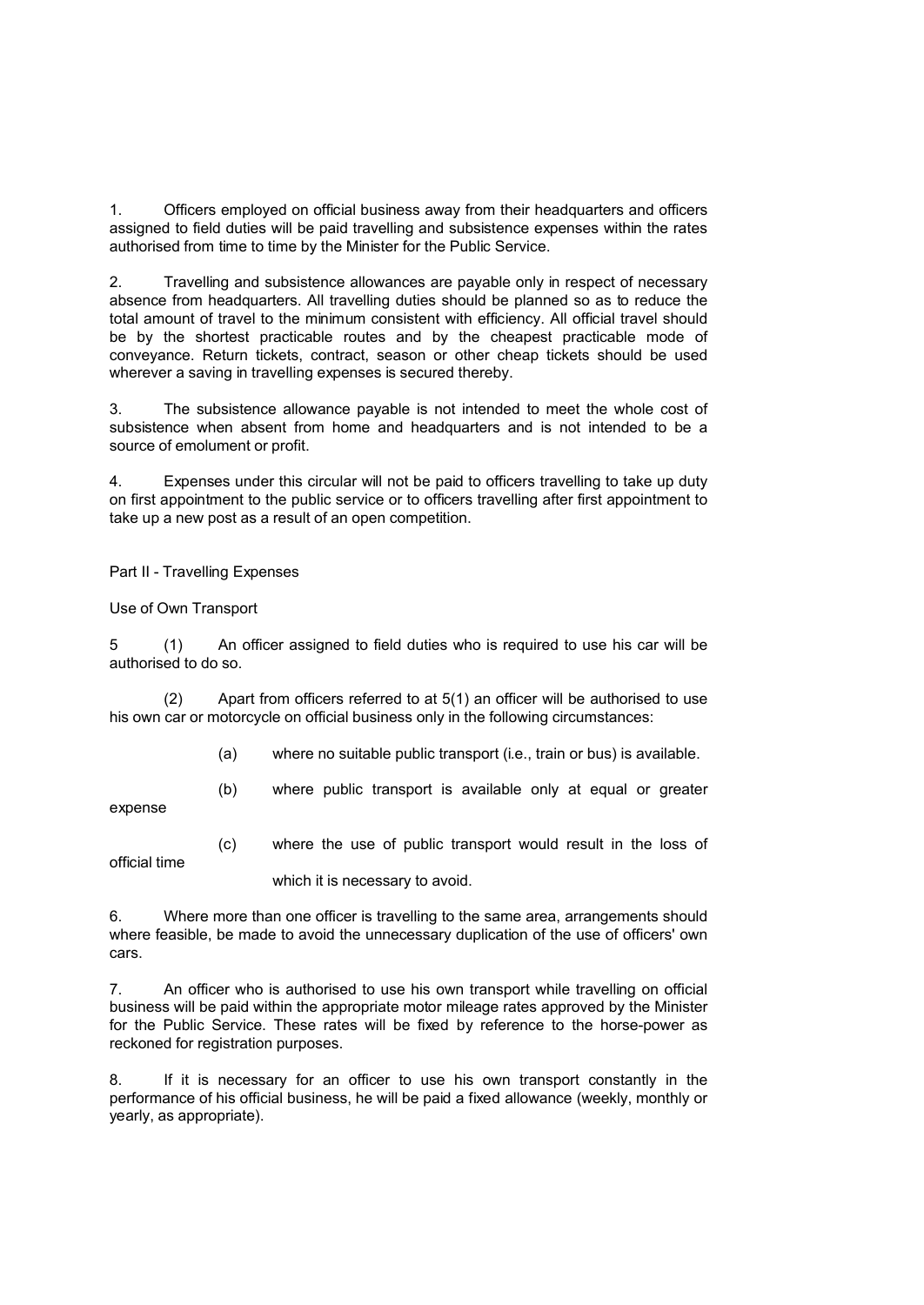1. Officers employed on official business away from their headquarters and officers assigned to field duties will be paid travelling and subsistence expenses within the rates authorised from time to time by the Minister for the Public Service.

2. Travelling and subsistence allowances are payable only in respect of necessary absence from headquarters. All travelling duties should be planned so as to reduce the total amount of travel to the minimum consistent with efficiency. All official travel should be by the shortest practicable routes and by the cheapest practicable mode of conveyance. Return tickets, contract, season or other cheap tickets should be used wherever a saving in travelling expenses is secured thereby.

3. The subsistence allowance payable is not intended to meet the whole cost of subsistence when absent from home and headquarters and is not intended to be a source of emolument or profit.

4. Expenses under this circular will not be paid to officers travelling to take up duty on first appointment to the public service or to officers travelling after first appointment to take up a new post as a result of an open competition.

## Part II - Travelling Expenses

### Use of Own Transport

5 (1) An officer assigned to field duties who is required to use his car will be authorised to do so.

(2) Apart from officers referred to at 5(1) an officer will be authorised to use his own car or motorcycle on official business only in the following circumstances:

- (a) where no suitable public transport (i.e., train or bus) is available.
- (b) where public transport is available only at equal or greater expense
- (c) where the use of public transport would result in the loss of official time which it is necessary to avoid.

6. Where more than one officer is travelling to the same area, arrangements should where feasible, be made to avoid the unnecessary duplication of the use of officers' own cars.

7. An officer who is authorised to use his own transport while travelling on official business will be paid within the appropriate motor mileage rates approved by the Minister for the Public Service. These rates will be fixed by reference to the horse-power as reckoned for registration purposes.

8. If it is necessary for an officer to use his own transport constantly in the performance of his official business, he will be paid a fixed allowance (weekly, monthly or yearly, as appropriate).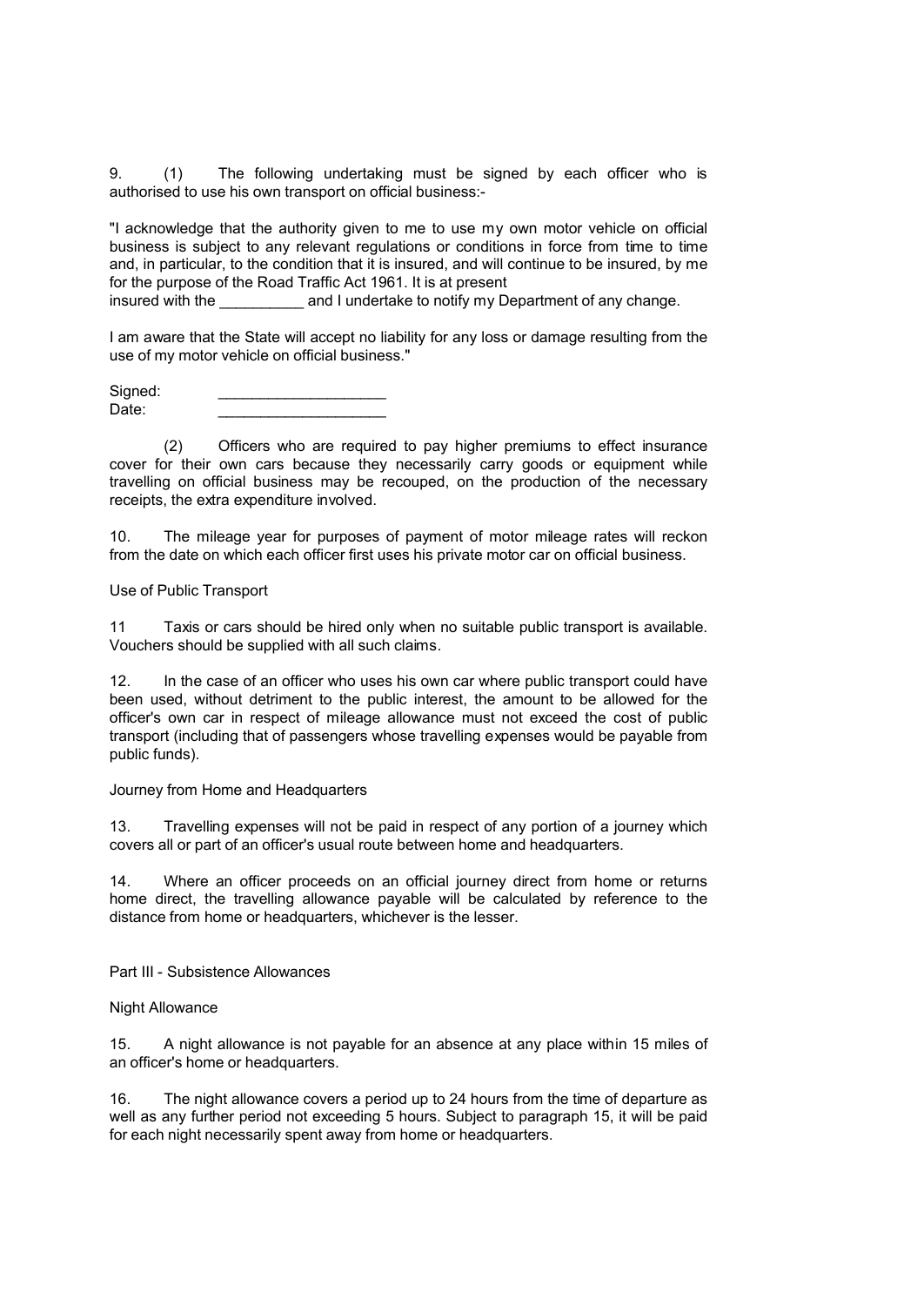9. (1) The following undertaking must be signed by each officer who is authorised to use his own transport on official business:-

"I acknowledge that the authority given to me to use my own motor vehicle on official business is subject to any relevant regulations or conditions in force from time to time and, in particular, to the condition that it is insured, and will continue to be insured, by me for the purpose of the Road Traffic Act 1961. It is at present insured with the __________ and I undertake to notify my Department of any change.

I am aware that the State will accept no liability for any loss or damage resulting from the use of my motor vehicle on official business."

Signed: ____________________
Date: ____________________

(2) Officers who are required to pay higher premiums to effect insurance cover for their own cars because they necessarily carry goods or equipment while travelling on official business may be recouped, on the production of the necessary receipts, the extra expenditure involved.

10. The mileage year for purposes of payment of motor mileage rates will reckon from the date on which each officer first uses his private motor car on official business.

Use of Public Transport

11 Taxis or cars should be hired only when no suitable public transport is available. Vouchers should be supplied with all such claims.

12. In the case of an officer who uses his own car where public transport could have been used, without detriment to the public interest, the amount to be allowed for the officer's own car in respect of mileage allowance must not exceed the cost of public transport (including that of passengers whose travelling expenses would be payable from public funds).

Journey from Home and Headquarters

13. Travelling expenses will not be paid in respect of any portion of a journey which covers all or part of an officer's usual route between home and headquarters.

14. Where an officer proceeds on an official journey direct from home or returns home direct, the travelling allowance payable will be calculated by reference to the distance from home or headquarters, whichever is the lesser.

Part III - Subsistence Allowances

Night Allowance

15. A night allowance is not payable for an absence at any place within 15 miles of an officer's home or headquarters.

16. The night allowance covers a period up to 24 hours from the time of departure as well as any further period not exceeding 5 hours. Subject to paragraph 15, it will be paid for each night necessarily spent away from home or headquarters.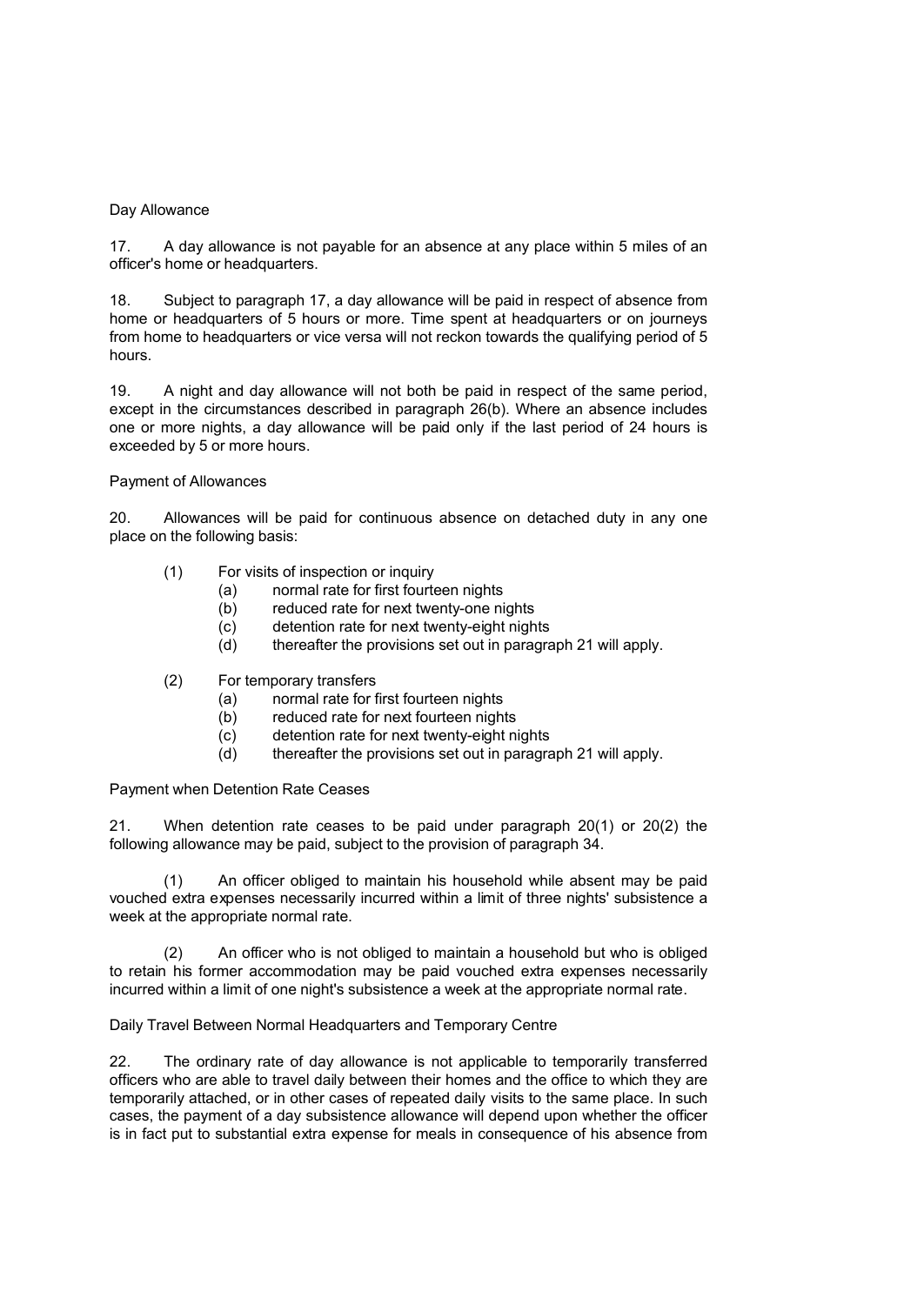### Day Allowance

17. A day allowance is not payable for an absence at any place within 5 miles of an officer's home or headquarters.

18. Subject to paragraph 17, a day allowance will be paid in respect of absence from home or headquarters of 5 hours or more. Time spent at headquarters or on journeys from home to headquarters or vice versa will not reckon towards the qualifying period of 5 hours.

19. A night and day allowance will not both be paid in respect of the same period, except in the circumstances described in paragraph 26(b). Where an absence includes one or more nights, a day allowance will be paid only if the last period of 24 hours is exceeded by 5 or more hours.

### Payment of Allowances

20. Allowances will be paid for continuous absence on detached duty in any one place on the following basis:

(1) For visits of inspection or inquiry
   - (a) normal rate for first fourteen nights
   - (b) reduced rate for next twenty-one nights
   - (c) detention rate for next twenty-eight nights
   - (d) thereafter the provisions set out in paragraph 21 will apply.

(2) For temporary transfers
   - (a) normal rate for first fourteen nights
   - (b) reduced rate for next fourteen nights
   - (c) detention rate for next twenty-eight nights
   - (d) thereafter the provisions set out in paragraph 21 will apply.

### Payment when Detention Rate Ceases

21. When detention rate ceases to be paid under paragraph 20(1) or 20(2) the following allowance may be paid, subject to the provision of paragraph 34.

(1) An officer obliged to maintain his household while absent may be paid vouched extra expenses necessarily incurred within a limit of three nights' subsistence a week at the appropriate normal rate.

(2) An officer who is not obliged to maintain a household but who is obliged to retain his former accommodation may be paid vouched extra expenses necessarily incurred within a limit of one night's subsistence a week at the appropriate normal rate.

### Daily Travel Between Normal Headquarters and Temporary Centre

22. The ordinary rate of day allowance is not applicable to temporarily transferred officers who are able to travel daily between their homes and the office to which they are temporarily attached, or in other cases of repeated daily visits to the same place. In such cases, the payment of a day subsistence allowance will depend upon whether the officer is in fact put to substantial extra expense for meals in consequence of his absence from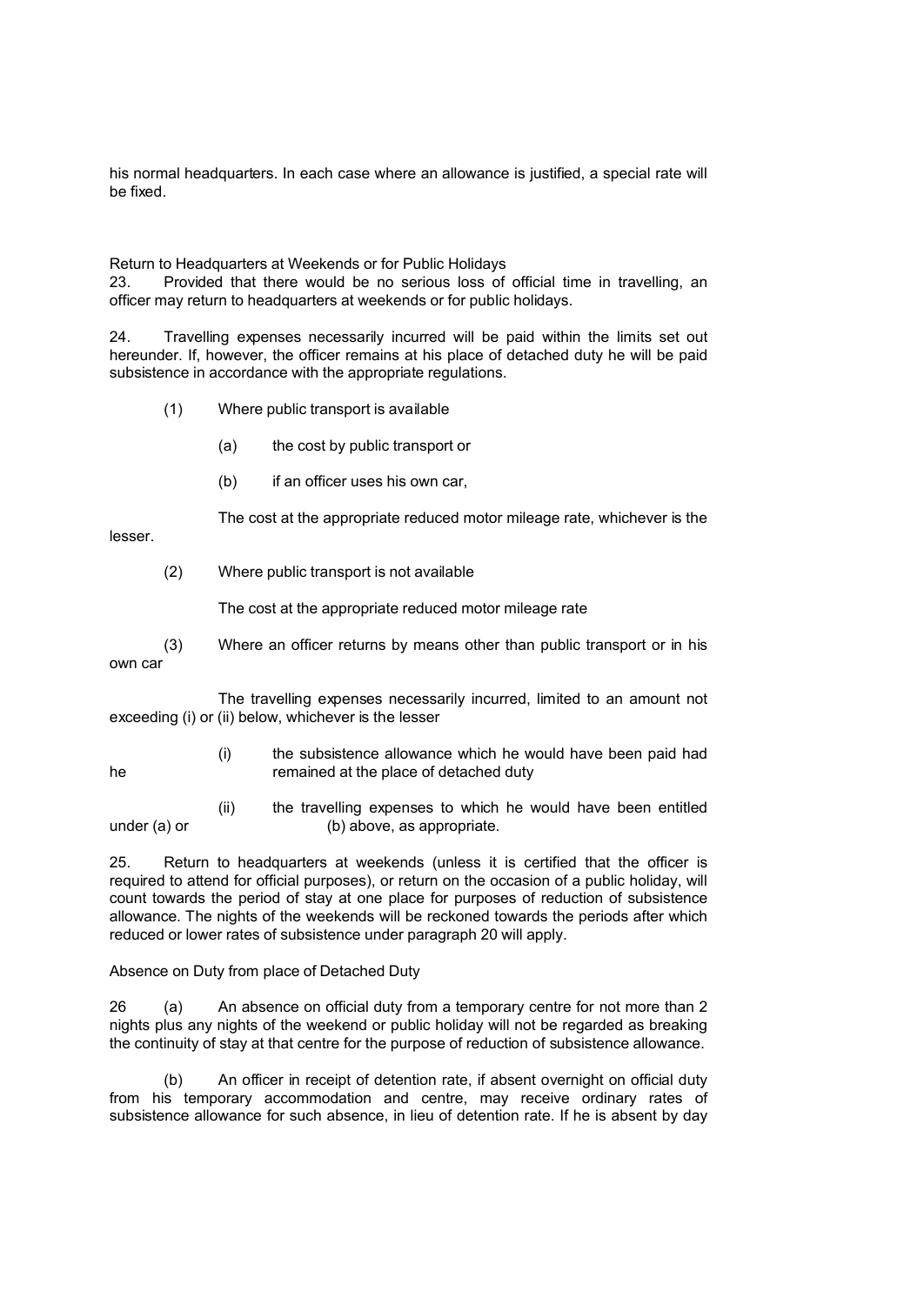his normal headquarters. In each case where an allowance is justified, a special rate will be fixed.

Return to Headquarters at Weekends or for Public Holidays

23. Provided that there would be no serious loss of official time in travelling, an officer may return to headquarters at weekends or for public holidays.

24. Travelling expenses necessarily incurred will be paid within the limits set out hereunder. If, however, the officer remains at his place of detached duty he will be paid subsistence in accordance with the appropriate regulations.

(1) Where public transport is available

(a) the cost by public transport or

(b) if an officer uses his own car,

The cost at the appropriate reduced motor mileage rate, whichever is the lesser.

(2) Where public transport is not available

The cost at the appropriate reduced motor mileage rate

(3) Where an officer returns by means other than public transport or in his own car

The travelling expenses necessarily incurred, limited to an amount not exceeding (i) or (ii) below, whichever is the lesser

(i) the subsistence allowance which he would have been paid had he remained at the place of detached duty

(ii) the travelling expenses to which he would have been entitled under (a) or (b) above, as appropriate.

25. Return to headquarters at weekends (unless it is certified that the officer is required to attend for official purposes), or return on the occasion of a public holiday, will count towards the period of stay at one place for purposes of reduction of subsistence allowance. The nights of the weekends will be reckoned towards the periods after which reduced or lower rates of subsistence under paragraph 20 will apply.

Absence on Duty from place of Detached Duty

26 (a) An absence on official duty from a temporary centre for not more than 2 nights plus any nights of the weekend or public holiday will not be regarded as breaking the continuity of stay at that centre for the purpose of reduction of subsistence allowance.

(b) An officer in receipt of detention rate, if absent overnight on official duty from his temporary accommodation and centre, may receive ordinary rates of subsistence allowance for such absence, in lieu of detention rate. If he is absent by day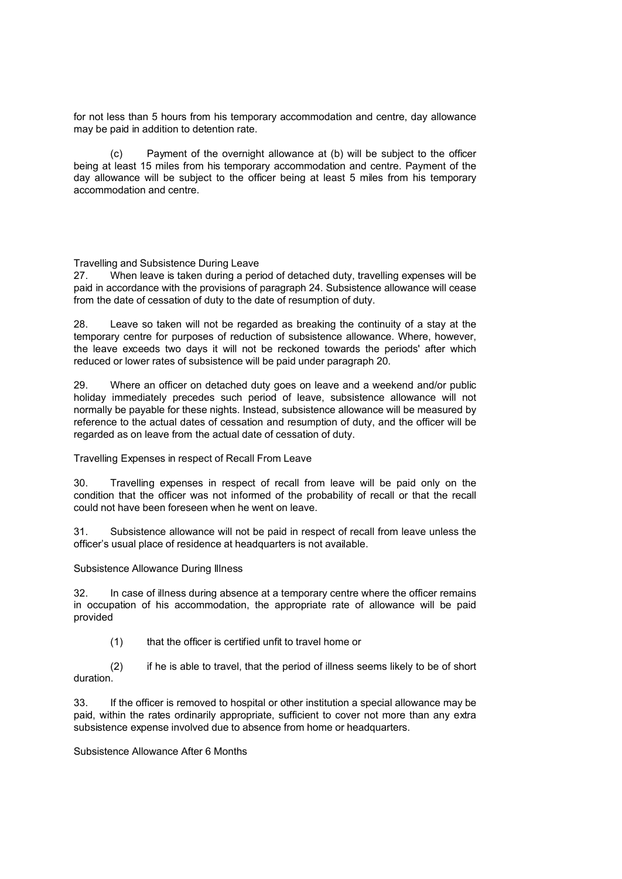for not less than 5 hours from his temporary accommodation and centre, day allowance may be paid in addition to detention rate.

(c) Payment of the overnight allowance at (b) will be subject to the officer being at least 15 miles from his temporary accommodation and centre. Payment of the day allowance will be subject to the officer being at least 5 miles from his temporary accommodation and centre.

### Travelling and Subsistence During Leave

27. When leave is taken during a period of detached duty, travelling expenses will be paid in accordance with the provisions of paragraph 24. Subsistence allowance will cease from the date of cessation of duty to the date of resumption of duty.

28. Leave so taken will not be regarded as breaking the continuity of a stay at the temporary centre for purposes of reduction of subsistence allowance. Where, however, the leave exceeds two days it will not be reckoned towards the periods' after which reduced or lower rates of subsistence will be paid under paragraph 20.

29. Where an officer on detached duty goes on leave and a weekend and/or public holiday immediately precedes such period of leave, subsistence allowance will not normally be payable for these nights. Instead, subsistence allowance will be measured by reference to the actual dates of cessation and resumption of duty, and the officer will be regarded as on leave from the actual date of cessation of duty.

### Travelling Expenses in respect of Recall From Leave

30. Travelling expenses in respect of recall from leave will be paid only on the condition that the officer was not informed of the probability of recall or that the recall could not have been foreseen when he went on leave.

31. Subsistence allowance will not be paid in respect of recall from leave unless the officer's usual place of residence at headquarters is not available.

### Subsistence Allowance During Illness

32. In case of illness during absence at a temporary centre where the officer remains in occupation of his accommodation, the appropriate rate of allowance will be paid provided

(1) that the officer is certified unfit to travel home or

(2) if he is able to travel, that the period of illness seems likely to be of short duration.

33. If the officer is removed to hospital or other institution a special allowance may be paid, within the rates ordinarily appropriate, sufficient to cover not more than any extra subsistence expense involved due to absence from home or headquarters.

### Subsistence Allowance After 6 Months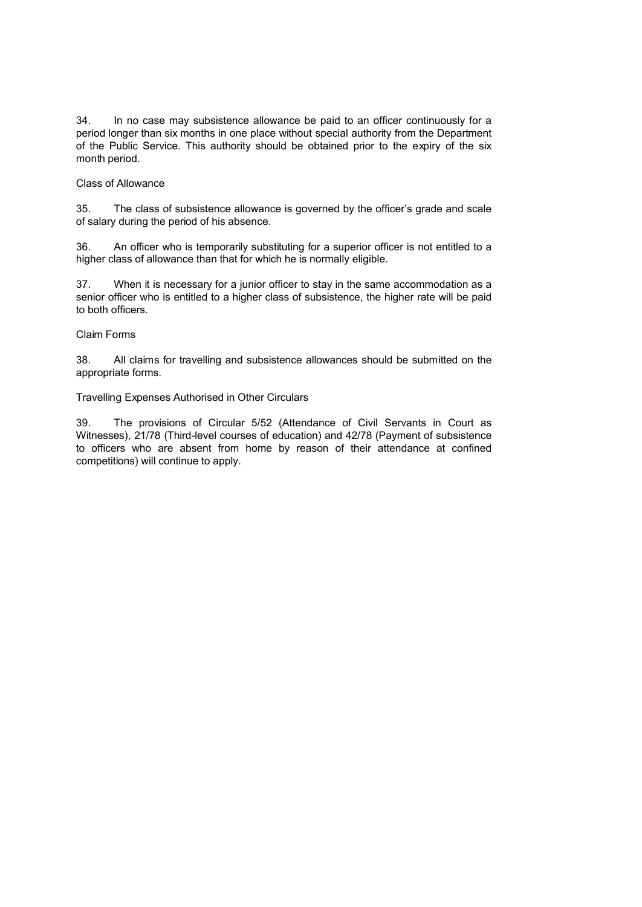34. In no case may subsistence allowance be paid to an officer continuously for a period longer than six months in one place without special authority from the Department of the Public Service. This authority should be obtained prior to the expiry of the six month period.

### Class of Allowance

35. The class of subsistence allowance is governed by the officer's grade and scale of salary during the period of his absence.

36. An officer who is temporarily substituting for a superior officer is not entitled to a higher class of allowance than that for which he is normally eligible.

37. When it is necessary for a junior officer to stay in the same accommodation as a senior officer who is entitled to a higher class of subsistence, the higher rate will be paid to both officers.

### Claim Forms

38. All claims for travelling and subsistence allowances should be submitted on the appropriate forms.

### Travelling Expenses Authorised in Other Circulars

39. The provisions of Circular 5/52 (Attendance of Civil Servants in Court as Witnesses), 21/78 (Third-level courses of education) and 42/78 (Payment of subsistence to officers who are absent from home by reason of their attendance at confined competitions) will continue to apply.